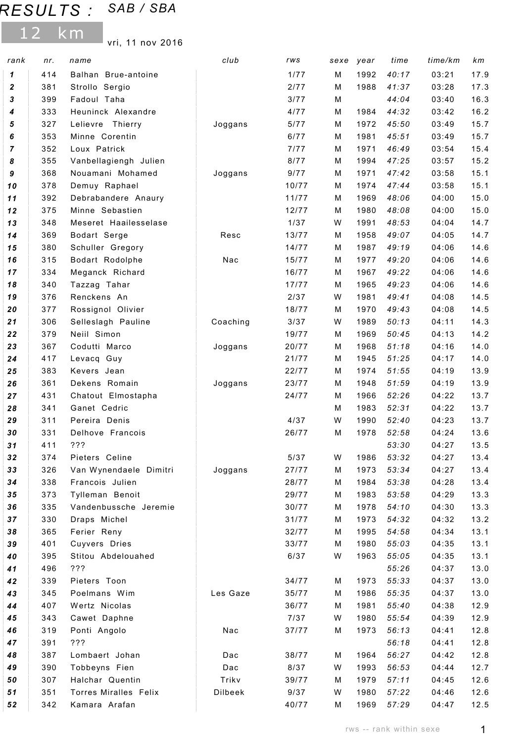# RESULTS : SAB / SBA

## 12 km

vri, 11 nov 2016

| rank | nr. | name | club | rws | sexe | year | time | time/km | km |
|---|---|---|---|---|---|---|---|---|---|
| **1** | 414 | Balhan Brue-antoine | | 1/77 | M | 1992 | *40:17* | 03:21 | 17.9 |
| **2** | 381 | Strollo Sergio | | 2/77 | M | 1988 | *41:37* | 03:28 | 17.3 |
| **3** | 399 | Fadoul Taha | | 3/77 | M | | *44:04* | 03:40 | 16.3 |
| **4** | 333 | Heuninck Alexandre | | 4/77 | M | 1984 | *44:32* | 03:42 | 16.2 |
| **5** | 327 | Lelievre Thierry | Joggans | 5/77 | M | 1972 | *45:50* | 03:49 | 15.7 |
| **6** | 353 | Minne Corentin | | 6/77 | M | 1981 | *45:51* | 03:49 | 15.7 |
| **7** | 352 | Loux Patrick | | 7/77 | M | 1971 | *46:49* | 03:54 | 15.4 |
| **8** | 355 | Vanbellagiengh Julien | | 8/77 | M | 1994 | *47:25* | 03:57 | 15.2 |
| **9** | 368 | Nouamani Mohamed | Joggans | 9/77 | M | 1971 | *47:42* | 03:58 | 15.1 |
| **10** | 378 | Demuy Raphael | | 10/77 | M | 1974 | *47:44* | 03:58 | 15.1 |
| **11** | 392 | Debrabandere Anaury | | 11/77 | M | 1969 | *48:06* | 04:00 | 15.0 |
| **12** | 375 | Minne Sebastien | | 12/77 | M | 1980 | *48:08* | 04:00 | 15.0 |
| **13** | 348 | Meseret Haailesselase | | 1/37 | W | 1991 | *48:53* | 04:04 | 14.7 |
| **14** | 369 | Bodart Serge | Resc | 13/77 | M | 1958 | *49:07* | 04:05 | 14.7 |
| **15** | 380 | Schuller Gregory | | 14/77 | M | 1987 | *49:19* | 04:06 | 14.6 |
| **16** | 315 | Bodart Rodolphe | Nac | 15/77 | M | 1977 | *49:20* | 04:06 | 14.6 |
| **17** | 334 | Meganck Richard | | 16/77 | M | 1967 | *49:22* | 04:06 | 14.6 |
| **18** | 340 | Tazzag Tahar | | 17/77 | M | 1965 | *49:23* | 04:06 | 14.6 |
| **19** | 376 | Renckens An | | 2/37 | W | 1981 | *49:41* | 04:08 | 14.5 |
| **20** | 377 | Rossignol Olivier | | 18/77 | M | 1970 | *49:43* | 04:08 | 14.5 |
| **21** | 306 | Selleslagh Pauline | Coaching | 3/37 | W | 1989 | *50:13* | 04:11 | 14.3 |
| **22** | 379 | Neiil Simon | | 19/77 | M | 1969 | *50:45* | 04:13 | 14.2 |
| **23** | 367 | Codutti Marco | Joggans | 20/77 | M | 1968 | *51:18* | 04:16 | 14.0 |
| **24** | 417 | Levacq Guy | | 21/77 | M | 1945 | *51:25* | 04:17 | 14.0 |
| **25** | 383 | Kevers Jean | | 22/77 | M | 1974 | *51:55* | 04:19 | 13.9 |
| **26** | 361 | Dekens Romain | Joggans | 23/77 | M | 1948 | *51:59* | 04:19 | 13.9 |
| **27** | 431 | Chatout Elmostapha | | 24/77 | M | 1966 | *52:26* | 04:22 | 13.7 |
| **28** | 341 | Ganet Cedric | | | M | 1983 | *52:31* | 04:22 | 13.7 |
| **29** | 311 | Pereira Denis | | 4/37 | W | 1990 | *52:40* | 04:23 | 13.7 |
| **30** | 331 | Delhove Francois | | 26/77 | M | 1978 | *52:58* | 04:24 | 13.6 |
| **31** | 411 | ??? | | | | | *53:30* | 04:27 | 13.5 |
| **32** | 374 | Pieters Celine | | 5/37 | W | 1986 | *53:32* | 04:27 | 13.4 |
| **33** | 326 | Van Wynendaele Dimitri | Joggans | 27/77 | M | 1973 | *53:34* | 04:27 | 13.4 |
| **34** | 338 | Francois Julien | | 28/77 | M | 1984 | *53:38* | 04:28 | 13.4 |
| **35** | 373 | Tylleman Benoit | | 29/77 | M | 1983 | *53:58* | 04:29 | 13.3 |
| **36** | 335 | Vandenbussche Jeremie | | 30/77 | M | 1978 | *54:10* | 04:30 | 13.3 |
| **37** | 330 | Draps Michel | | 31/77 | M | 1973 | *54:32* | 04:32 | 13.2 |
| **38** | 365 | Ferier Reny | | 32/77 | M | 1995 | *54:58* | 04:34 | 13.1 |
| **39** | 401 | Cuyvers Dries | | 33/77 | M | 1980 | *55:03* | 04:35 | 13.1 |
| **40** | 395 | Stitou Abdelouahed | | 6/37 | W | 1963 | *55:05* | 04:35 | 13.1 |
| **41** | 496 | ??? | | | | | *55:26* | 04:37 | 13.0 |
| **42** | 339 | Pieters Toon | | 34/77 | M | 1973 | *55:33* | 04:37 | 13.0 |
| **43** | 345 | Poelmans Wim | Les Gaze | 35/77 | M | 1986 | *55:35* | 04:37 | 13.0 |
| **44** | 407 | Wertz Nicolas | | 36/77 | M | 1981 | *55:40* | 04:38 | 12.9 |
| **45** | 343 | Cawet Daphne | | 7/37 | W | 1980 | *55:54* | 04:39 | 12.9 |
| **46** | 319 | Ponti Angolo | Nac | 37/77 | M | 1973 | *56:13* | 04:41 | 12.8 |
| **47** | 391 | ??? | | | | | *56:18* | 04:41 | 12.8 |
| **48** | 387 | Lombaert Johan | Dac | 38/77 | M | 1964 | *56:27* | 04:42 | 12.8 |
| **49** | 390 | Tobbeyns Fien | Dac | 8/37 | W | 1993 | *56:53* | 04:44 | 12.7 |
| **50** | 307 | Halchar Quentin | Trikv | 39/77 | M | 1979 | *57:11* | 04:45 | 12.6 |
| **51** | 351 | Torres Miralles Felix | Dilbeek | 9/37 | W | 1980 | *57:22* | 04:46 | 12.6 |
| **52** | 342 | Kamara Arafan | | 40/77 | M | 1969 | *57:29* | 04:47 | 12.5 |

rws -- rank within sexe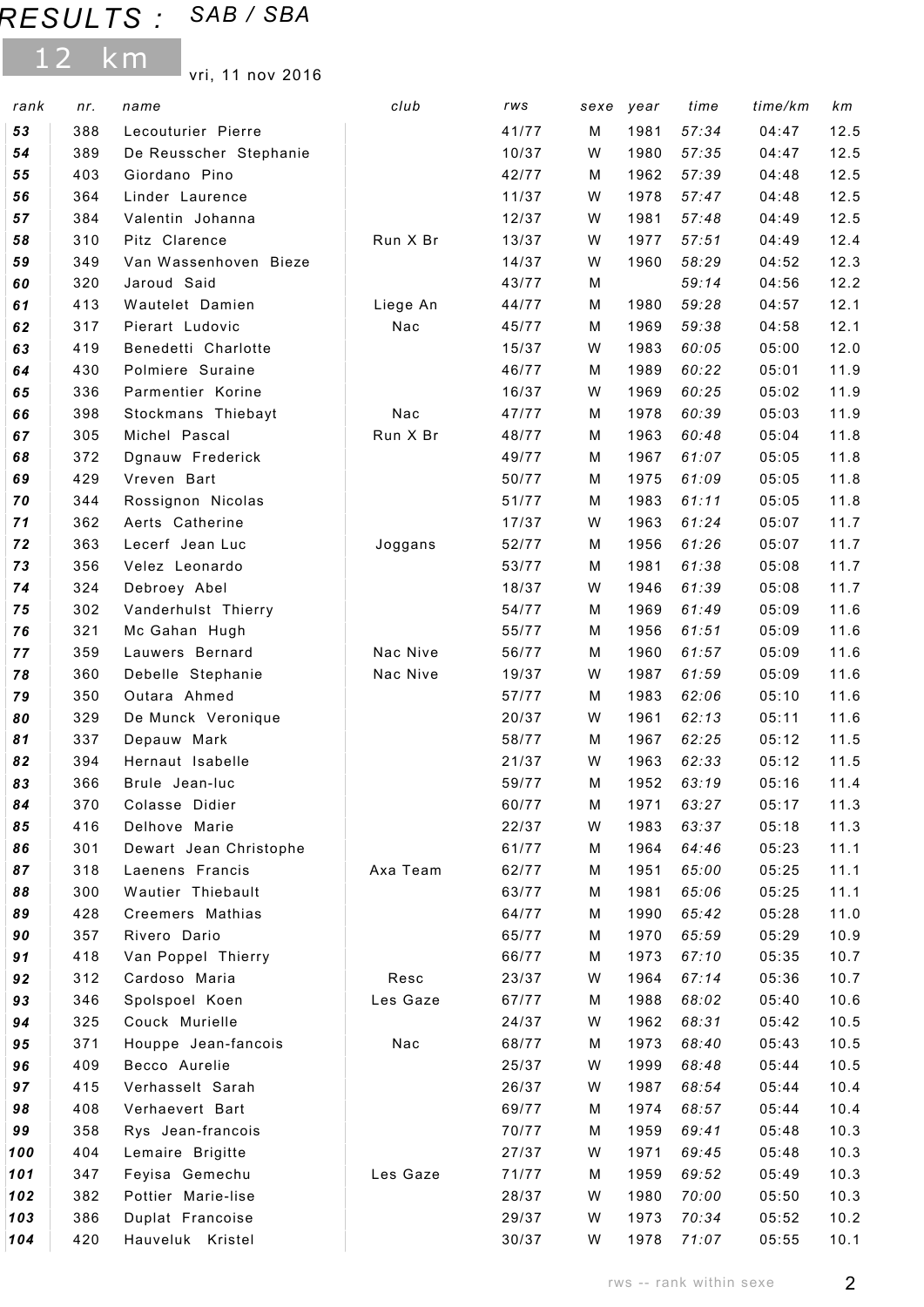# RESULTS : SAB / SBA

## 12 km

vri, 11 nov 2016

| rank | nr. | name | club | rws | sexe | year | time | time/km | km |
|---|---|---|---|---|---|---|---|---|---|
| **53** | 388 | Lecouturier Pierre | | 41/77 | M | 1981 | *57:34* | 04:47 | 12.5 |
| **54** | 389 | De Reusscher Stephanie | | 10/37 | W | 1980 | *57:35* | 04:47 | 12.5 |
| **55** | 403 | Giordano Pino | | 42/77 | M | 1962 | *57:39* | 04:48 | 12.5 |
| **56** | 364 | Linder Laurence | | 11/37 | W | 1978 | *57:47* | 04:48 | 12.5 |
| **57** | 384 | Valentin Johanna | | 12/37 | W | 1981 | *57:48* | 04:49 | 12.5 |
| **58** | 310 | Pitz Clarence | Run X Br | 13/37 | W | 1977 | *57:51* | 04:49 | 12.4 |
| **59** | 349 | Van Wassenhoven Bieze | | 14/37 | W | 1960 | *58:29* | 04:52 | 12.3 |
| **60** | 320 | Jaroud Said | | 43/77 | M | | *59:14* | 04:56 | 12.2 |
| **61** | 413 | Wautelet Damien | Liege An | 44/77 | M | 1980 | *59:28* | 04:57 | 12.1 |
| **62** | 317 | Pierart Ludovic | Nac | 45/77 | M | 1969 | *59:38* | 04:58 | 12.1 |
| **63** | 419 | Benedetti Charlotte | | 15/37 | W | 1983 | *60:05* | 05:00 | 12.0 |
| **64** | 430 | Polmiere Suraine | | 46/77 | M | 1989 | *60:22* | 05:01 | 11.9 |
| **65** | 336 | Parmentier Korine | | 16/37 | W | 1969 | *60:25* | 05:02 | 11.9 |
| **66** | 398 | Stockmans Thiebayt | Nac | 47/77 | M | 1978 | *60:39* | 05:03 | 11.9 |
| **67** | 305 | Michel Pascal | Run X Br | 48/77 | M | 1963 | *60:48* | 05:04 | 11.8 |
| **68** | 372 | Dgnauw Frederick | | 49/77 | M | 1967 | *61:07* | 05:05 | 11.8 |
| **69** | 429 | Vreven Bart | | 50/77 | M | 1975 | *61:09* | 05:05 | 11.8 |
| **70** | 344 | Rossignon Nicolas | | 51/77 | M | 1983 | *61:11* | 05:05 | 11.8 |
| **71** | 362 | Aerts Catherine | | 17/37 | W | 1963 | *61:24* | 05:07 | 11.7 |
| **72** | 363 | Lecerf Jean Luc | Joggans | 52/77 | M | 1956 | *61:26* | 05:07 | 11.7 |
| **73** | 356 | Velez Leonardo | | 53/77 | M | 1981 | *61:38* | 05:08 | 11.7 |
| **74** | 324 | Debroey Abel | | 18/37 | W | 1946 | *61:39* | 05:08 | 11.7 |
| **75** | 302 | Vanderhulst Thierry | | 54/77 | M | 1969 | *61:49* | 05:09 | 11.6 |
| **76** | 321 | Mc Gahan Hugh | | 55/77 | M | 1956 | *61:51* | 05:09 | 11.6 |
| **77** | 359 | Lauwers Bernard | Nac Nive | 56/77 | M | 1960 | *61:57* | 05:09 | 11.6 |
| **78** | 360 | Debelle Stephanie | Nac Nive | 19/37 | W | 1987 | *61:59* | 05:09 | 11.6 |
| **79** | 350 | Outara Ahmed | | 57/77 | M | 1983 | *62:06* | 05:10 | 11.6 |
| **80** | 329 | De Munck Veronique | | 20/37 | W | 1961 | *62:13* | 05:11 | 11.6 |
| **81** | 337 | Depauw Mark | | 58/77 | M | 1967 | *62:25* | 05:12 | 11.5 |
| **82** | 394 | Hernaut Isabelle | | 21/37 | W | 1963 | *62:33* | 05:12 | 11.5 |
| **83** | 366 | Brule Jean-luc | | 59/77 | M | 1952 | *63:19* | 05:16 | 11.4 |
| **84** | 370 | Colasse Didier | | 60/77 | M | 1971 | *63:27* | 05:17 | 11.3 |
| **85** | 416 | Delhove Marie | | 22/37 | W | 1983 | *63:37* | 05:18 | 11.3 |
| **86** | 301 | Dewart Jean Christophe | | 61/77 | M | 1964 | *64:46* | 05:23 | 11.1 |
| **87** | 318 | Laenens Francis | Axa Team | 62/77 | M | 1951 | *65:00* | 05:25 | 11.1 |
| **88** | 300 | Wautier Thiebault | | 63/77 | M | 1981 | *65:06* | 05:25 | 11.1 |
| **89** | 428 | Creemers Mathias | | 64/77 | M | 1990 | *65:42* | 05:28 | 11.0 |
| **90** | 357 | Rivero Dario | | 65/77 | M | 1970 | *65:59* | 05:29 | 10.9 |
| **91** | 418 | Van Poppel Thierry | | 66/77 | M | 1973 | *67:10* | 05:35 | 10.7 |
| **92** | 312 | Cardoso Maria | Resc | 23/37 | W | 1964 | *67:14* | 05:36 | 10.7 |
| **93** | 346 | Spolspoel Koen | Les Gaze | 67/77 | M | 1988 | *68:02* | 05:40 | 10.6 |
| **94** | 325 | Couck Murielle | | 24/37 | W | 1962 | *68:31* | 05:42 | 10.5 |
| **95** | 371 | Houppe Jean-fancois | Nac | 68/77 | M | 1973 | *68:40* | 05:43 | 10.5 |
| **96** | 409 | Becco Aurelie | | 25/37 | W | 1999 | *68:48* | 05:44 | 10.5 |
| **97** | 415 | Verhasselt Sarah | | 26/37 | W | 1987 | *68:54* | 05:44 | 10.4 |
| **98** | 408 | Verhaevert Bart | | 69/77 | M | 1974 | *68:57* | 05:44 | 10.4 |
| **99** | 358 | Rys Jean-francois | | 70/77 | M | 1959 | *69:41* | 05:48 | 10.3 |
| **100** | 404 | Lemaire Brigitte | | 27/37 | W | 1971 | *69:45* | 05:48 | 10.3 |
| **101** | 347 | Feyisa Gemechu | Les Gaze | 71/77 | M | 1959 | *69:52* | 05:49 | 10.3 |
| **102** | 382 | Pottier Marie-lise | | 28/37 | W | 1980 | *70:00* | 05:50 | 10.3 |
| **103** | 386 | Duplat Francoise | | 29/37 | W | 1973 | *70:34* | 05:52 | 10.2 |
| **104** | 420 | Hauveluk Kristel | | 30/37 | W | 1978 | *71:07* | 05:55 | 10.1 |

rws -- rank within sexe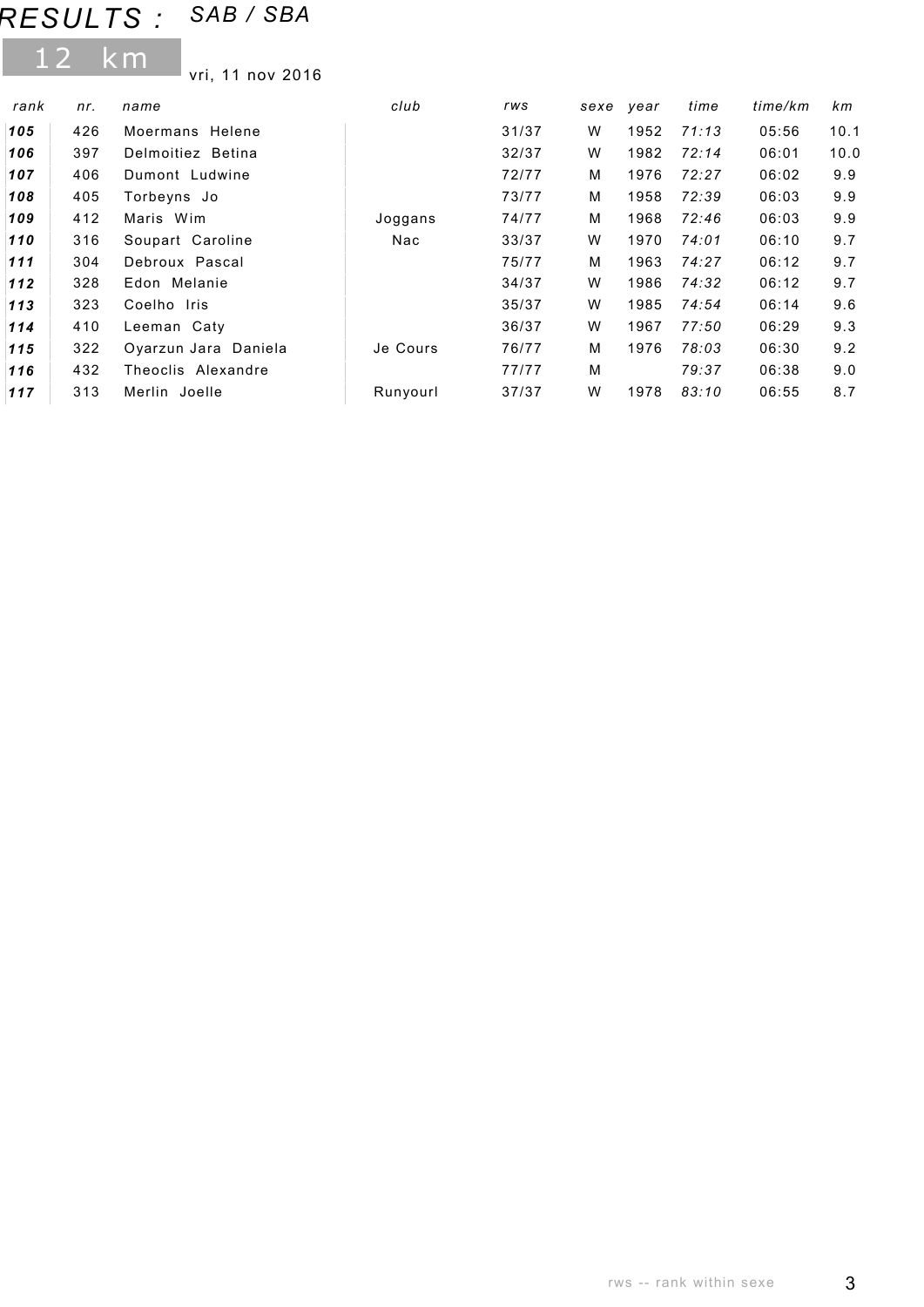# RESULTS : *SAB / SBA*

## 12 km

vri, 11 nov 2016

| *rank* | *nr.* | *name* | *club* | *rws* | *sexe* | *year* | *time* | *time/km* | *km* |
|---|---|---|---|---|---|---|---|---|---|
| ***105*** | 426 | Moermans Helene | | 31/37 | W | 1952 | *71:13* | 05:56 | 10.1 |
| ***106*** | 397 | Delmoitiez Betina | | 32/37 | W | 1982 | *72:14* | 06:01 | 10.0 |
| ***107*** | 406 | Dumont Ludwine | | 72/77 | M | 1976 | *72:27* | 06:02 | 9.9 |
| ***108*** | 405 | Torbeyns Jo | | 73/77 | M | 1958 | *72:39* | 06:03 | 9.9 |
| ***109*** | 412 | Maris Wim | Joggans | 74/77 | M | 1968 | *72:46* | 06:03 | 9.9 |
| ***110*** | 316 | Soupart Caroline | Nac | 33/37 | W | 1970 | *74:01* | 06:10 | 9.7 |
| ***111*** | 304 | Debroux Pascal | | 75/77 | M | 1963 | *74:27* | 06:12 | 9.7 |
| ***112*** | 328 | Edon Melanie | | 34/37 | W | 1986 | *74:32* | 06:12 | 9.7 |
| ***113*** | 323 | Coelho Iris | | 35/37 | W | 1985 | *74:54* | 06:14 | 9.6 |
| ***114*** | 410 | Leeman Caty | | 36/37 | W | 1967 | *77:50* | 06:29 | 9.3 |
| ***115*** | 322 | Oyarzun Jara Daniela | Je Cours | 76/77 | M | 1976 | *78:03* | 06:30 | 9.2 |
| ***116*** | 432 | Theoclis Alexandre | | 77/77 | M | | *79:37* | 06:38 | 9.0 |
| ***117*** | 313 | Merlin Joelle | Runyourl | 37/37 | W | 1978 | *83:10* | 06:55 | 8.7 |

rws -- rank within sexe